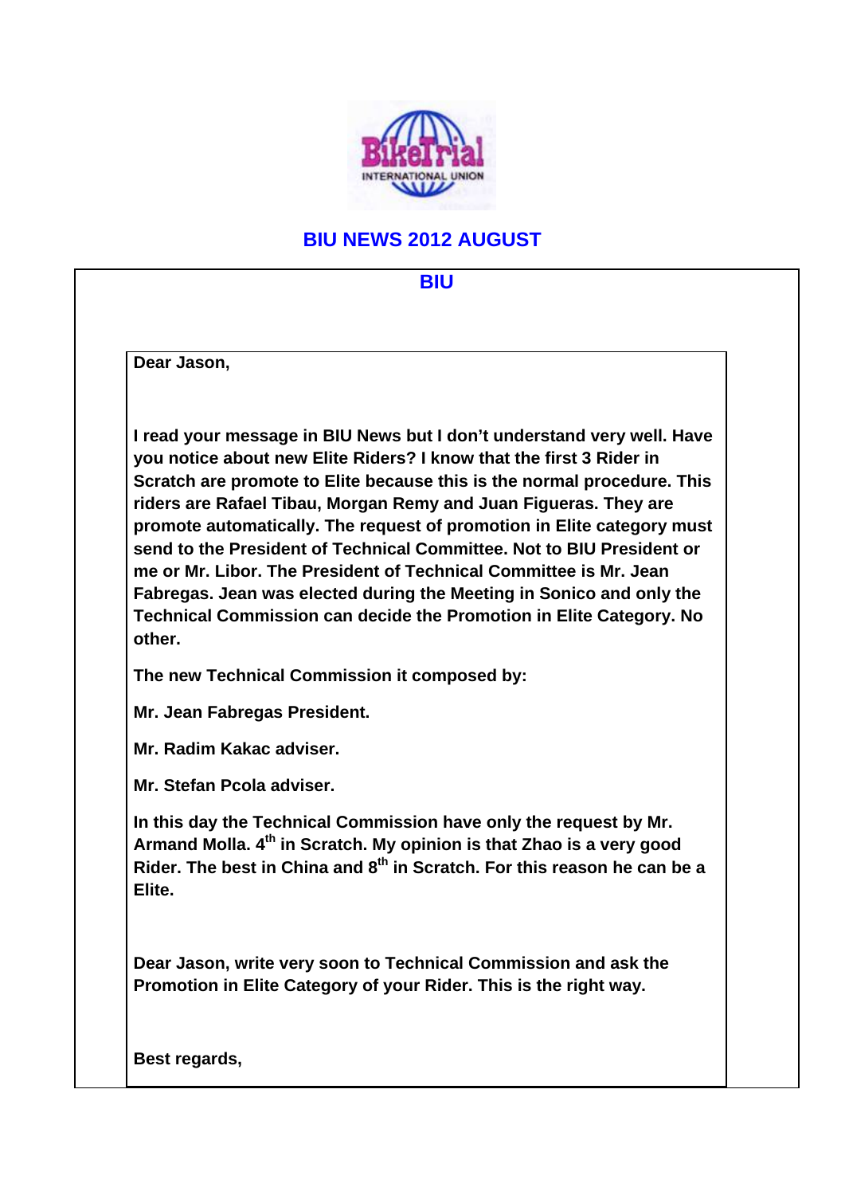# BIU NEWS 2012 AUGUST

## BIU

**Dear Jason,**

**I read your message in BIU News but I don't understand very well. Have you notice about new Elite Riders? I know that the first 3 Rider in Scratch are promote to Elite because this is the normal procedure. This riders are Rafael Tibau, Morgan Remy and Juan Figueras. They are promote automatically. The request of promotion in Elite category must send to the President of Technical Committee. Not to BIU President or me or Mr. Libor. The President of Technical Committee is Mr. Jean Fabregas. Jean was elected during the Meeting in Sonico and only the Technical Commission can decide the Promotion in Elite Category. No other.**

**The new Technical Commission it composed by:**

**Mr. Jean Fabregas President.**

**Mr. Radim Kakac adviser.**

**Mr. Stefan Pcola adviser.**

**In this day the Technical Commission have only the request by Mr. Armand Molla. 4th in Scratch. My opinion is that Zhao is a very good Rider. The best in China and 8th in Scratch. For this reason he can be a Elite.**

**Dear Jason, write very soon to Technical Commission and ask the Promotion in Elite Category of your Rider. This is the right way.**

**Best regards,**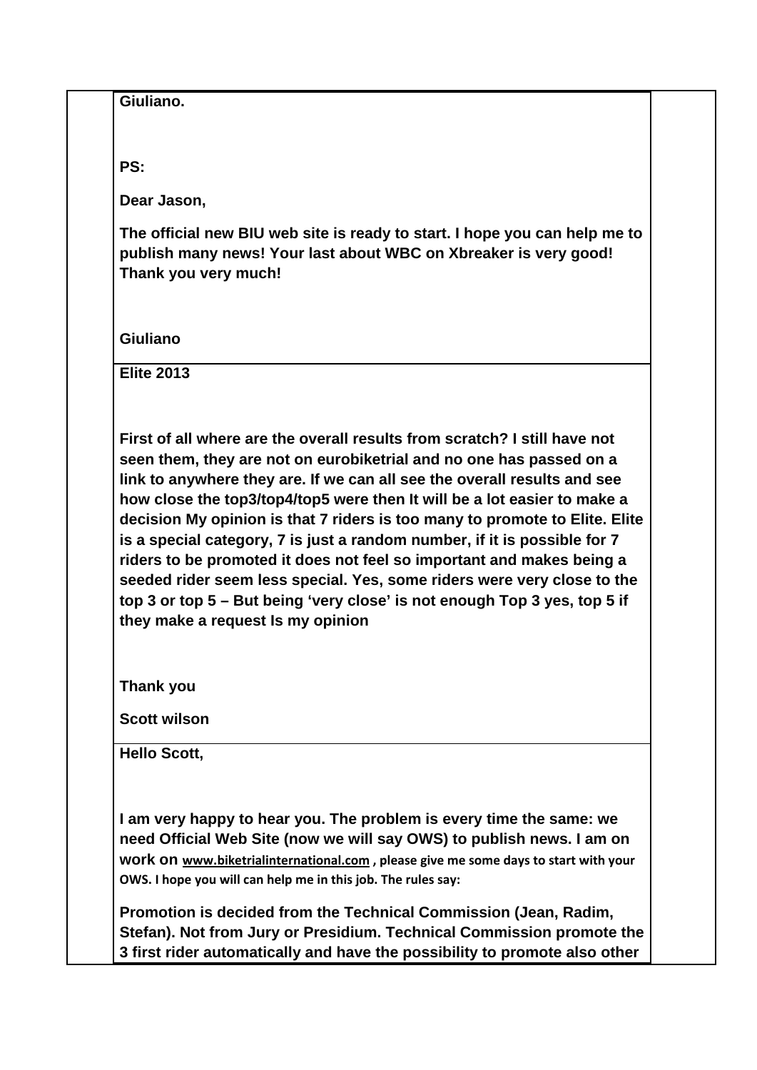**Giuliano.**

**PS:**

**Dear Jason,**

**The official new BIU web site is ready to start. I hope you can help me to publish many news! Your last about WBC on Xbreaker is very good! Thank you very much!**

**Giuliano**

**Elite 2013**

**First of all where are the overall results from scratch? I still have not seen them, they are not on eurobiketrial and no one has passed on a link to anywhere they are. If we can all see the overall results and see how close the top3/top4/top5 were then It will be a lot easier to make a decision My opinion is that 7 riders is too many to promote to Elite. Elite is a special category, 7 is just a random number, if it is possible for 7 riders to be promoted it does not feel so important and makes being a seeded rider seem less special. Yes, some riders were very close to the top 3 or top 5 – But being 'very close' is not enough Top 3 yes, top 5 if they make a request Is my opinion**

**Thank you**

**Scott wilson**

**Hello Scott,**

**I am very happy to hear you. The problem is every time the same: we need Official Web Site (now we will say OWS) to publish news. I am on work on www.biketrialinternational.com , please give me some days to start with your OWS. I hope you will can help me in this job. The rules say:**

**Promotion is decided from the Technical Commission (Jean, Radim, Stefan). Not from Jury or Presidium. Technical Commission promote the 3 first rider automatically and have the possibility to promote also other**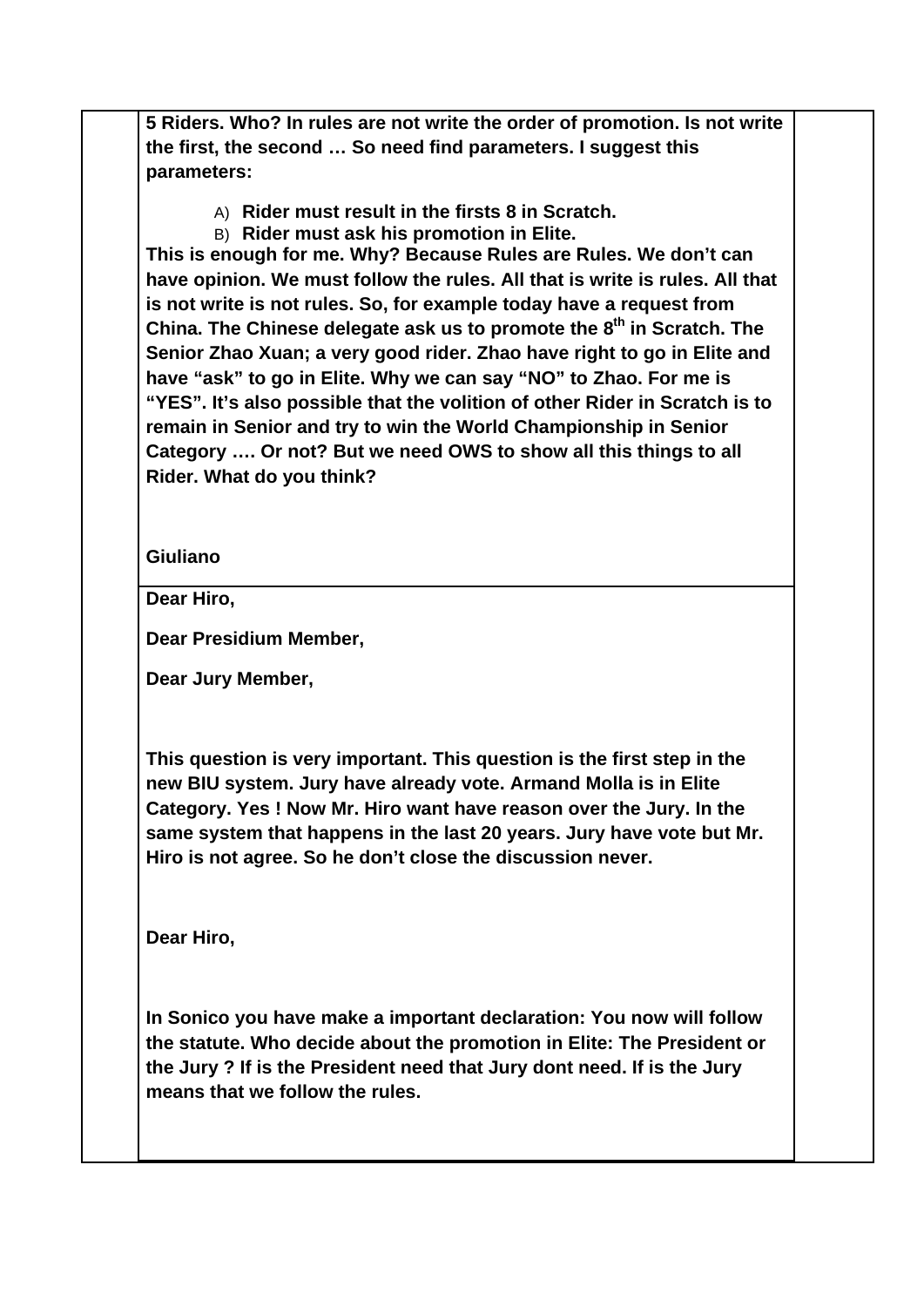**5 Riders. Who? In rules are not write the order of promotion. Is not write the first, the second … So need find parameters. I suggest this parameters:**

A) **Rider must result in the firsts 8 in Scratch.**
B) **Rider must ask his promotion in Elite.**

**This is enough for me. Why? Because Rules are Rules. We don't can have opinion. We must follow the rules. All that is write is rules. All that is not write is not rules. So, for example today have a request from China. The Chinese delegate ask us to promote the 8th in Scratch. The Senior Zhao Xuan; a very good rider. Zhao have right to go in Elite and have "ask" to go in Elite. Why we can say "NO" to Zhao. For me is "YES". It's also possible that the volition of other Rider in Scratch is to remain in Senior and try to win the World Championship in Senior Category …. Or not? But we need OWS to show all this things to all Rider. What do you think?**

**Giuliano**

**Dear Hiro,**

**Dear Presidium Member,**

**Dear Jury Member,**

**This question is very important. This question is the first step in the new BIU system. Jury have already vote. Armand Molla is in Elite Category. Yes ! Now Mr. Hiro want have reason over the Jury. In the same system that happens in the last 20 years. Jury have vote but Mr. Hiro is not agree. So he don't close the discussion never.**

**Dear Hiro,**

**In Sonico you have make a important declaration: You now will follow the statute. Who decide about the promotion in Elite: The President or the Jury ? If is the President need that Jury dont need. If is the Jury means that we follow the rules.**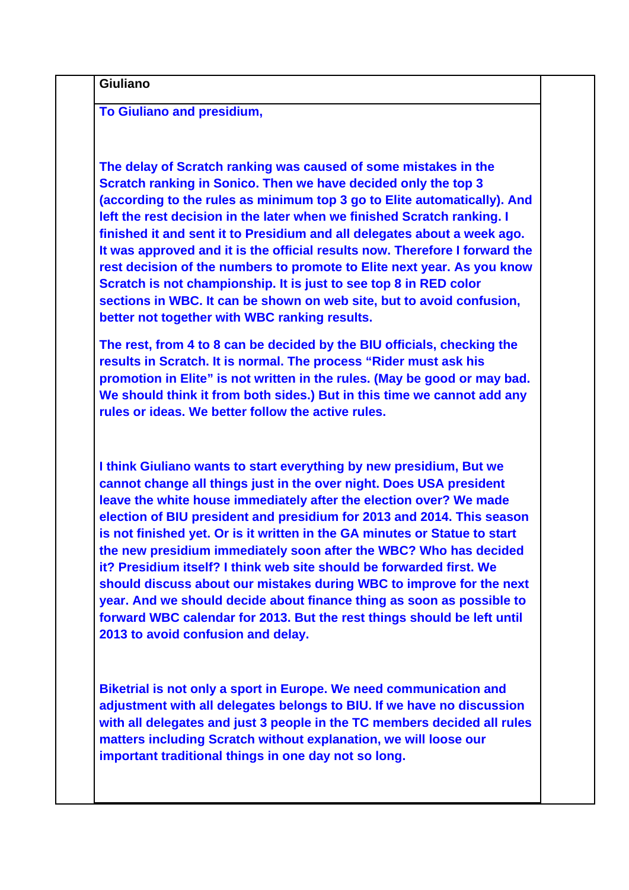**Giuliano**

**To Giuliano and presidium,**

**The delay of Scratch ranking was caused of some mistakes in the Scratch ranking in Sonico. Then we have decided only the top 3 (according to the rules as minimum top 3 go to Elite automatically). And left the rest decision in the later when we finished Scratch ranking. I finished it and sent it to Presidium and all delegates about a week ago. It was approved and it is the official results now. Therefore I forward the rest decision of the numbers to promote to Elite next year. As you know Scratch is not championship. It is just to see top 8 in RED color sections in WBC. It can be shown on web site, but to avoid confusion, better not together with WBC ranking results.**

**The rest, from 4 to 8 can be decided by the BIU officials, checking the results in Scratch. It is normal. The process "Rider must ask his promotion in Elite" is not written in the rules. (May be good or may bad. We should think it from both sides.) But in this time we cannot add any rules or ideas. We better follow the active rules.**

**I think Giuliano wants to start everything by new presidium, But we cannot change all things just in the over night. Does USA president leave the white house immediately after the election over? We made election of BIU president and presidium for 2013 and 2014. This season is not finished yet. Or is it written in the GA minutes or Statue to start the new presidium immediately soon after the WBC? Who has decided it? Presidium itself? I think web site should be forwarded first. We should discuss about our mistakes during WBC to improve for the next year. And we should decide about finance thing as soon as possible to forward WBC calendar for 2013. But the rest things should be left until 2013 to avoid confusion and delay.**

**Biketrial is not only a sport in Europe. We need communication and adjustment with all delegates belongs to BIU. If we have no discussion with all delegates and just 3 people in the TC members decided all rules matters including Scratch without explanation, we will loose our important traditional things in one day not so long.**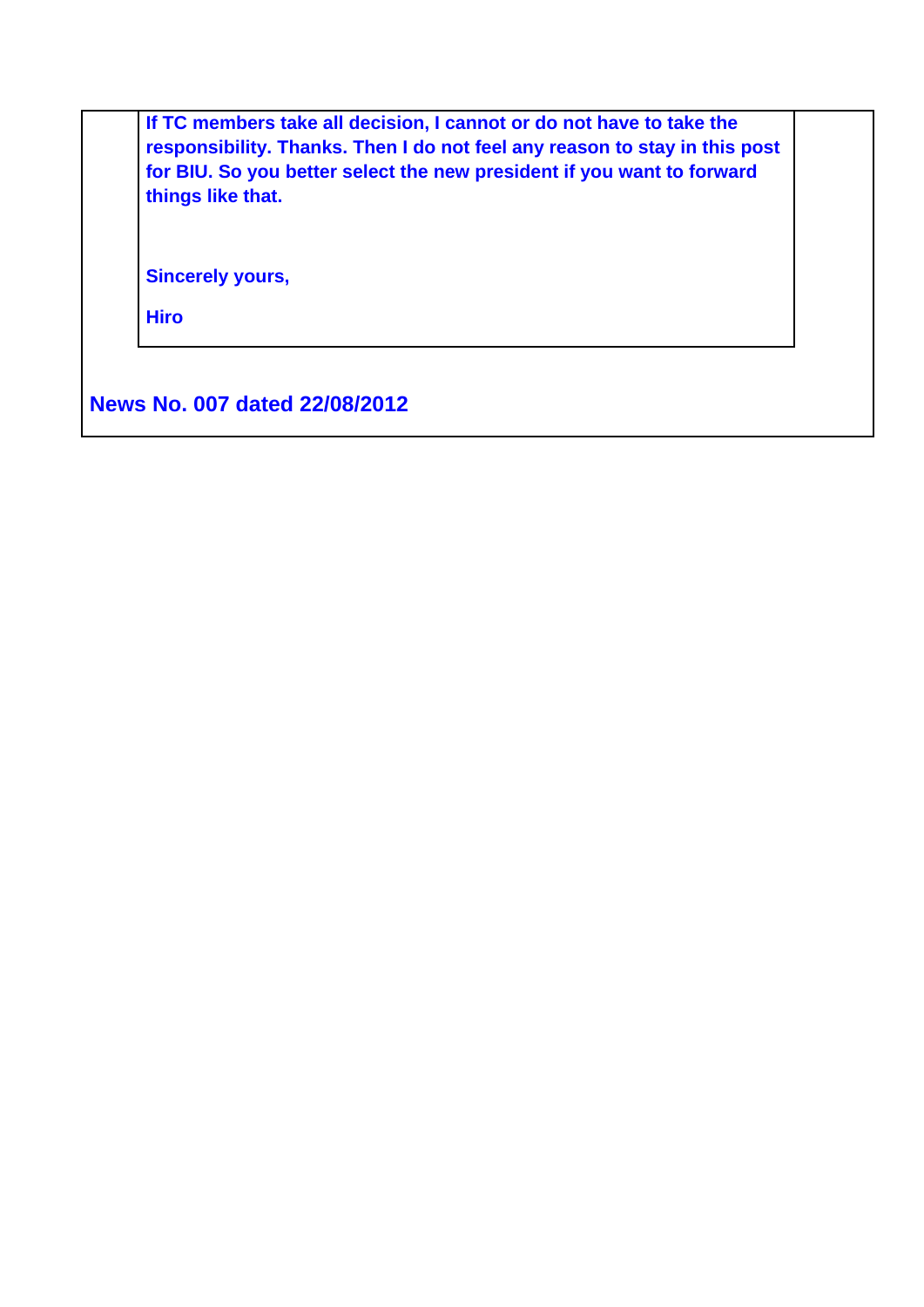**If TC members take all decision, I cannot or do not have to take the responsibility. Thanks. Then I do not feel any reason to stay in this post for BIU. So you better select the new president if you want to forward things like that.**

**Sincerely yours,**

**Hiro**

**News No. 007 dated 22/08/2012**